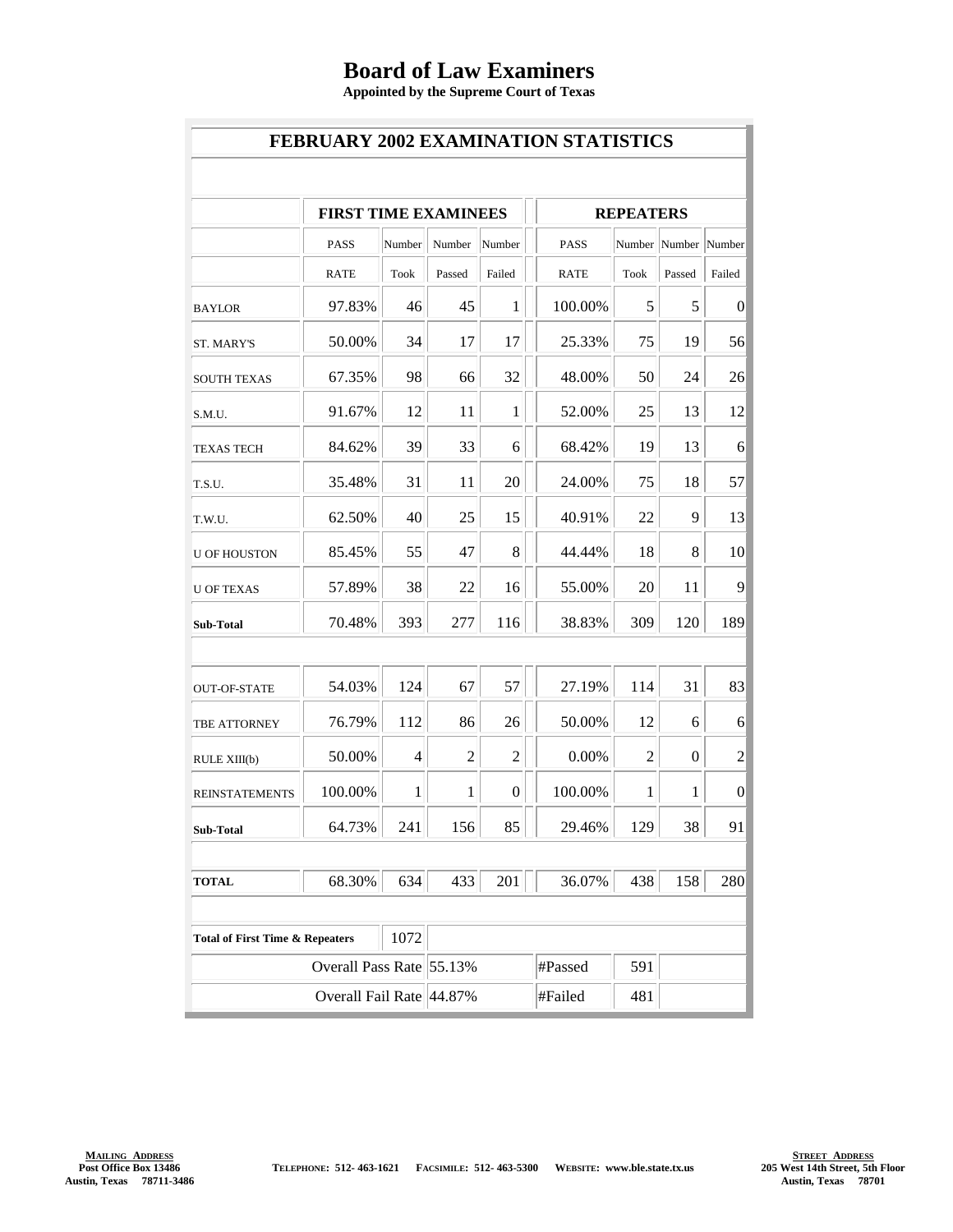# Board of Law Examiners

**Appointed by the Supreme Court of Texas**

## FEBRUARY 2002 EXAMINATION STATISTICS

| | FIRST TIME EXAMINEES | | | | REPEATERS | | | |
|---|---|---|---|---|---|---|---|---|
| | PASS RATE | Number Took | Number Passed | Number Failed | PASS RATE | Number Took | Number Passed | Number Failed |
| BAYLOR | 97.83% | 46 | 45 | 1 | 100.00% | 5 | 5 | 0 |
| ST. MARY'S | 50.00% | 34 | 17 | 17 | 25.33% | 75 | 19 | 56 |
| SOUTH TEXAS | 67.35% | 98 | 66 | 32 | 48.00% | 50 | 24 | 26 |
| S.M.U. | 91.67% | 12 | 11 | 1 | 52.00% | 25 | 13 | 12 |
| TEXAS TECH | 84.62% | 39 | 33 | 6 | 68.42% | 19 | 13 | 6 |
| T.S.U. | 35.48% | 31 | 11 | 20 | 24.00% | 75 | 18 | 57 |
| T.W.U. | 62.50% | 40 | 25 | 15 | 40.91% | 22 | 9 | 13 |
| U OF HOUSTON | 85.45% | 55 | 47 | 8 | 44.44% | 18 | 8 | 10 |
| U OF TEXAS | 57.89% | 38 | 22 | 16 | 55.00% | 20 | 11 | 9 |
| **Sub-Total** | 70.48% | 393 | 277 | 116 | 38.83% | 309 | 120 | 189 |
| OUT-OF-STATE | 54.03% | 124 | 67 | 57 | 27.19% | 114 | 31 | 83 |
| TBE ATTORNEY | 76.79% | 112 | 86 | 26 | 50.00% | 12 | 6 | 6 |
| RULE XIII(b) | 50.00% | 4 | 2 | 2 | 0.00% | 2 | 0 | 2 |
| REINSTATEMENTS | 100.00% | 1 | 1 | 0 | 100.00% | 1 | 1 | 0 |
| **Sub-Total** | 64.73% | 241 | 156 | 85 | 29.46% | 129 | 38 | 91 |
| **TOTAL** | 68.30% | 634 | 433 | 201 | 36.07% | 438 | 158 | 280 |

| | | | | |
|---|---|---|---|---|
| **Total of First Time & Repeaters** | 1072 | | | |
| Overall Pass Rate | 55.13% | #Passed | 591 | |
| Overall Fail Rate | 44.87% | #Failed | 481 | |

**MAILING ADDRESS**
Post Office Box 13486
Austin, Texas 78711-3486

TELEPHONE: 512- 463-1621 FACSIMILE: 512- 463-5300 WEBSITE: www.ble.state.tx.us

**STREET ADDRESS**
205 West 14th Street, 5th Floor
Austin, Texas 78701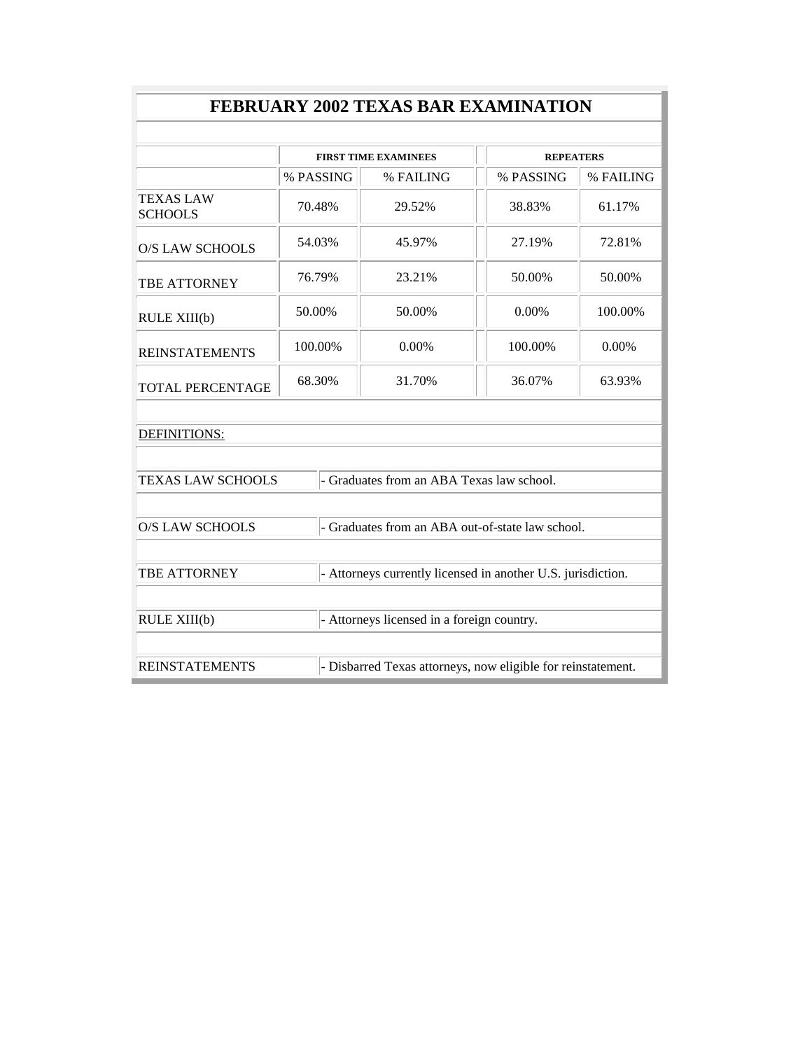# FEBRUARY 2002 TEXAS BAR EXAMINATION

| | FIRST TIME EXAMINEES | | REPEATERS | |
|---|---|---|---|---|
| | % PASSING | % FAILING | % PASSING | % FAILING |
| TEXAS LAW SCHOOLS | 70.48% | 29.52% | 38.83% | 61.17% |
| O/S LAW SCHOOLS | 54.03% | 45.97% | 27.19% | 72.81% |
| TBE ATTORNEY | 76.79% | 23.21% | 50.00% | 50.00% |
| RULE XIII(b) | 50.00% | 50.00% | 0.00% | 100.00% |
| REINSTATEMENTS | 100.00% | 0.00% | 100.00% | 0.00% |
| TOTAL PERCENTAGE | 68.30% | 31.70% | 36.07% | 63.93% |

DEFINITIONS:

| | |
|---|---|
| TEXAS LAW SCHOOLS | - Graduates from an ABA Texas law school. |
| O/S LAW SCHOOLS | - Graduates from an ABA out-of-state law school. |
| TBE ATTORNEY | - Attorneys currently licensed in another U.S. jurisdiction. |
| RULE XIII(b) | - Attorneys licensed in a foreign country. |
| REINSTATEMENTS | - Disbarred Texas attorneys, now eligible for reinstatement. |